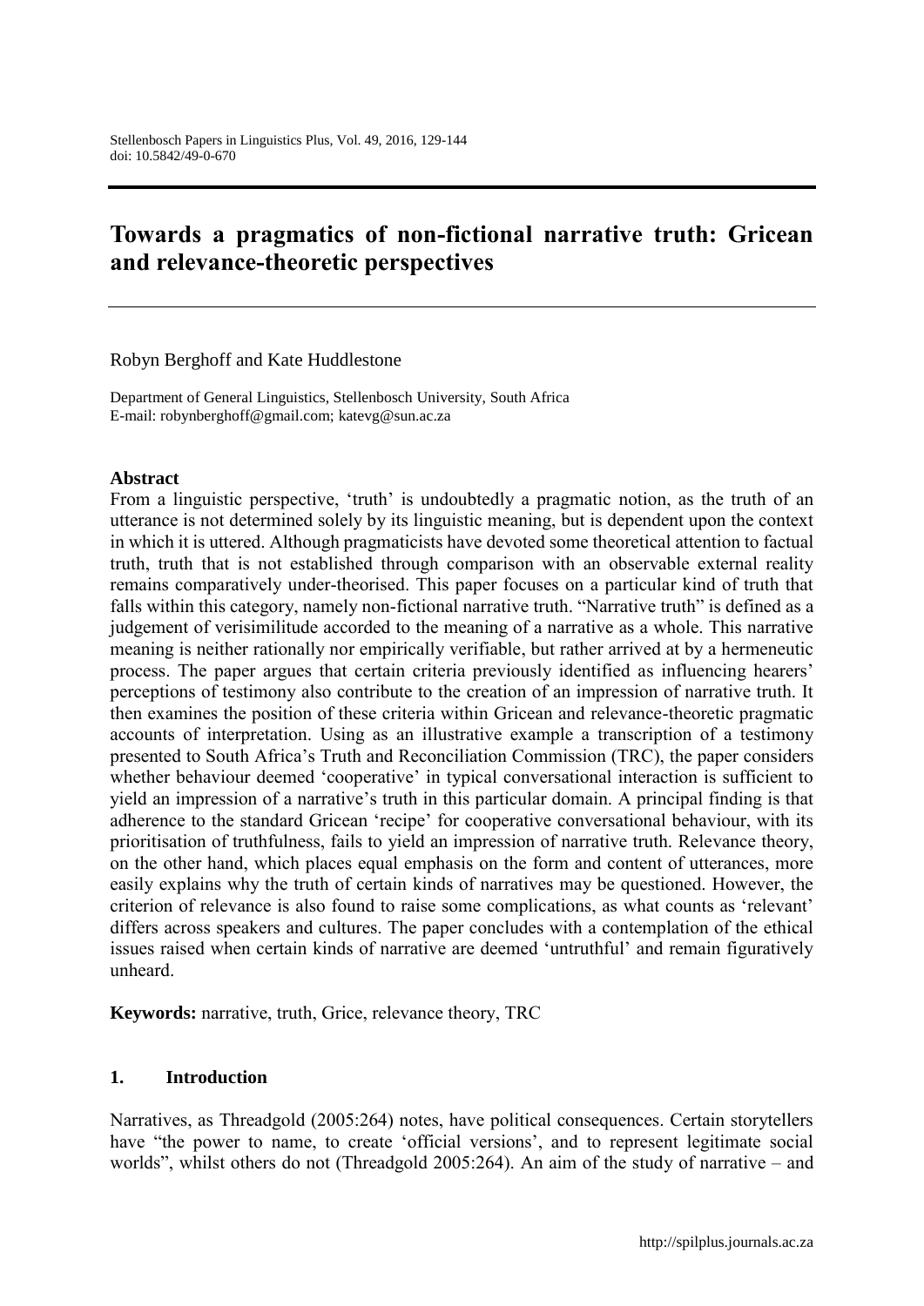# Towards a pragmatics of non-fictional narrative truth: Gricean and relevance-theoretic perspectives

Robyn Berghoff and Kate Huddlestone

Department of General Linguistics, Stellenbosch University, South Africa
E-mail: robynberghoff@gmail.com; katevg@sun.ac.za

### Abstract

From a linguistic perspective, 'truth' is undoubtedly a pragmatic notion, as the truth of an utterance is not determined solely by its linguistic meaning, but is dependent upon the context in which it is uttered. Although pragmaticists have devoted some theoretical attention to factual truth, truth that is not established through comparison with an observable external reality remains comparatively under-theorised. This paper focuses on a particular kind of truth that falls within this category, namely non-fictional narrative truth. "Narrative truth" is defined as a judgement of verisimilitude accorded to the meaning of a narrative as a whole. This narrative meaning is neither rationally nor empirically verifiable, but rather arrived at by a hermeneutic process. The paper argues that certain criteria previously identified as influencing hearers' perceptions of testimony also contribute to the creation of an impression of narrative truth. It then examines the position of these criteria within Gricean and relevance-theoretic pragmatic accounts of interpretation. Using as an illustrative example a transcription of a testimony presented to South Africa's Truth and Reconciliation Commission (TRC), the paper considers whether behaviour deemed 'cooperative' in typical conversational interaction is sufficient to yield an impression of a narrative's truth in this particular domain. A principal finding is that adherence to the standard Gricean 'recipe' for cooperative conversational behaviour, with its prioritisation of truthfulness, fails to yield an impression of narrative truth. Relevance theory, on the other hand, which places equal emphasis on the form and content of utterances, more easily explains why the truth of certain kinds of narratives may be questioned. However, the criterion of relevance is also found to raise some complications, as what counts as 'relevant' differs across speakers and cultures. The paper concludes with a contemplation of the ethical issues raised when certain kinds of narrative are deemed 'untruthful' and remain figuratively unheard.

**Keywords:** narrative, truth, Grice, relevance theory, TRC

## 1. Introduction

Narratives, as Threadgold (2005:264) notes, have political consequences. Certain storytellers have "the power to name, to create 'official versions', and to represent legitimate social worlds", whilst others do not (Threadgold 2005:264). An aim of the study of narrative – and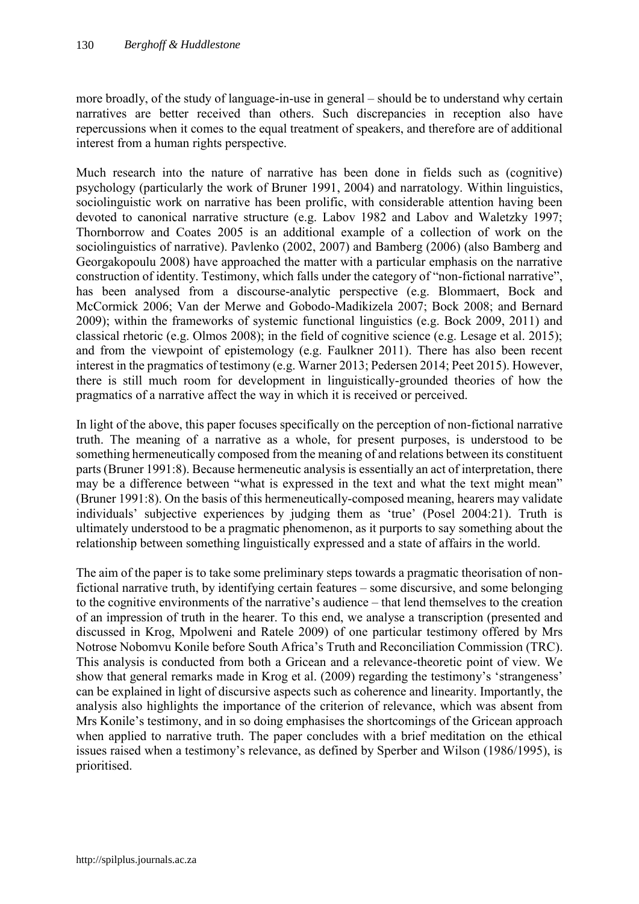more broadly, of the study of language-in-use in general – should be to understand why certain narratives are better received than others. Such discrepancies in reception also have repercussions when it comes to the equal treatment of speakers, and therefore are of additional interest from a human rights perspective.

Much research into the nature of narrative has been done in fields such as (cognitive) psychology (particularly the work of Bruner 1991, 2004) and narratology. Within linguistics, sociolinguistic work on narrative has been prolific, with considerable attention having been devoted to canonical narrative structure (e.g. Labov 1982 and Labov and Waletzky 1997; Thornborrow and Coates 2005 is an additional example of a collection of work on the sociolinguistics of narrative). Pavlenko (2002, 2007) and Bamberg (2006) (also Bamberg and Georgakopoulu 2008) have approached the matter with a particular emphasis on the narrative construction of identity. Testimony, which falls under the category of "non-fictional narrative", has been analysed from a discourse-analytic perspective (e.g. Blommaert, Bock and McCormick 2006; Van der Merwe and Gobodo-Madikizela 2007; Bock 2008; and Bernard 2009); within the frameworks of systemic functional linguistics (e.g. Bock 2009, 2011) and classical rhetoric (e.g. Olmos 2008); in the field of cognitive science (e.g. Lesage et al. 2015); and from the viewpoint of epistemology (e.g. Faulkner 2011). There has also been recent interest in the pragmatics of testimony (e.g. Warner 2013; Pedersen 2014; Peet 2015). However, there is still much room for development in linguistically-grounded theories of how the pragmatics of a narrative affect the way in which it is received or perceived.

In light of the above, this paper focuses specifically on the perception of non-fictional narrative truth. The meaning of a narrative as a whole, for present purposes, is understood to be something hermeneutically composed from the meaning of and relations between its constituent parts (Bruner 1991:8). Because hermeneutic analysis is essentially an act of interpretation, there may be a difference between "what is expressed in the text and what the text might mean" (Bruner 1991:8). On the basis of this hermeneutically-composed meaning, hearers may validate individuals' subjective experiences by judging them as 'true' (Posel 2004:21). Truth is ultimately understood to be a pragmatic phenomenon, as it purports to say something about the relationship between something linguistically expressed and a state of affairs in the world.

The aim of the paper is to take some preliminary steps towards a pragmatic theorisation of non-fictional narrative truth, by identifying certain features – some discursive, and some belonging to the cognitive environments of the narrative's audience – that lend themselves to the creation of an impression of truth in the hearer. To this end, we analyse a transcription (presented and discussed in Krog, Mpolweni and Ratele 2009) of one particular testimony offered by Mrs Notrose Nobomvu Konile before South Africa's Truth and Reconciliation Commission (TRC). This analysis is conducted from both a Gricean and a relevance-theoretic point of view. We show that general remarks made in Krog et al. (2009) regarding the testimony's 'strangeness' can be explained in light of discursive aspects such as coherence and linearity. Importantly, the analysis also highlights the importance of the criterion of relevance, which was absent from Mrs Konile's testimony, and in so doing emphasises the shortcomings of the Gricean approach when applied to narrative truth. The paper concludes with a brief meditation on the ethical issues raised when a testimony's relevance, as defined by Sperber and Wilson (1986/1995), is prioritised.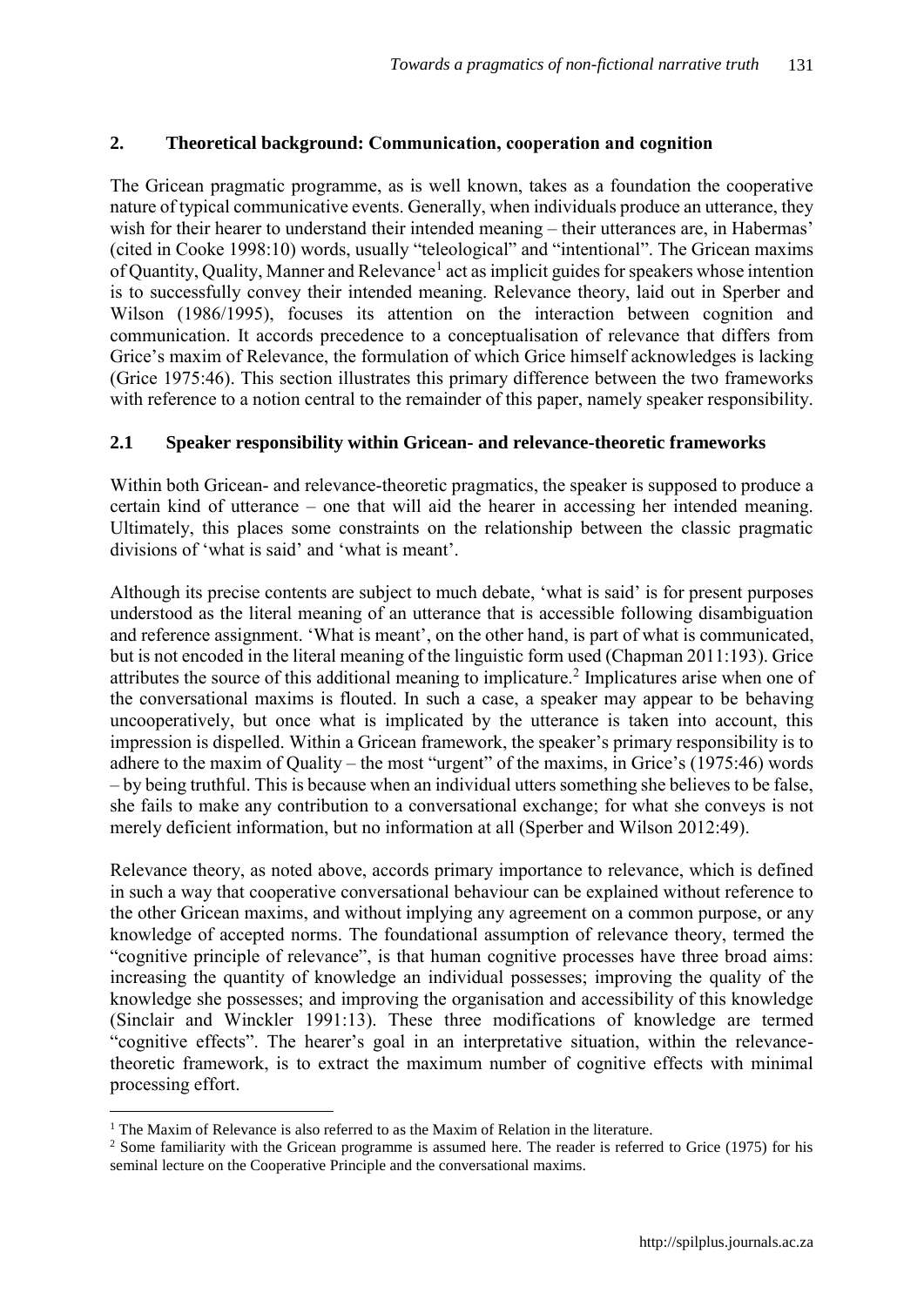## 2. Theoretical background: Communication, cooperation and cognition

The Gricean pragmatic programme, as is well known, takes as a foundation the cooperative nature of typical communicative events. Generally, when individuals produce an utterance, they wish for their hearer to understand their intended meaning – their utterances are, in Habermas' (cited in Cooke 1998:10) words, usually "teleological" and "intentional". The Gricean maxims of Quantity, Quality, Manner and Relevance[1] act as implicit guides for speakers whose intention is to successfully convey their intended meaning. Relevance theory, laid out in Sperber and Wilson (1986/1995), focuses its attention on the interaction between cognition and communication. It accords precedence to a conceptualisation of relevance that differs from Grice's maxim of Relevance, the formulation of which Grice himself acknowledges is lacking (Grice 1975:46). This section illustrates this primary difference between the two frameworks with reference to a notion central to the remainder of this paper, namely speaker responsibility.

### 2.1 Speaker responsibility within Gricean- and relevance-theoretic frameworks

Within both Gricean- and relevance-theoretic pragmatics, the speaker is supposed to produce a certain kind of utterance – one that will aid the hearer in accessing her intended meaning. Ultimately, this places some constraints on the relationship between the classic pragmatic divisions of 'what is said' and 'what is meant'.

Although its precise contents are subject to much debate, 'what is said' is for present purposes understood as the literal meaning of an utterance that is accessible following disambiguation and reference assignment. 'What is meant', on the other hand, is part of what is communicated, but is not encoded in the literal meaning of the linguistic form used (Chapman 2011:193). Grice attributes the source of this additional meaning to implicature.[2] Implicatures arise when one of the conversational maxims is flouted. In such a case, a speaker may appear to be behaving uncooperatively, but once what is implicated by the utterance is taken into account, this impression is dispelled. Within a Gricean framework, the speaker's primary responsibility is to adhere to the maxim of Quality – the most "urgent" of the maxims, in Grice's (1975:46) words – by being truthful. This is because when an individual utters something she believes to be false, she fails to make any contribution to a conversational exchange; for what she conveys is not merely deficient information, but no information at all (Sperber and Wilson 2012:49).

Relevance theory, as noted above, accords primary importance to relevance, which is defined in such a way that cooperative conversational behaviour can be explained without reference to the other Gricean maxims, and without implying any agreement on a common purpose, or any knowledge of accepted norms. The foundational assumption of relevance theory, termed the "cognitive principle of relevance", is that human cognitive processes have three broad aims: increasing the quantity of knowledge an individual possesses; improving the quality of the knowledge she possesses; and improving the organisation and accessibility of this knowledge (Sinclair and Winckler 1991:13). These three modifications of knowledge are termed "cognitive effects". The hearer's goal in an interpretative situation, within the relevance-theoretic framework, is to extract the maximum number of cognitive effects with minimal processing effort.

[1] The Maxim of Relevance is also referred to as the Maxim of Relation in the literature.

[2] Some familiarity with the Gricean programme is assumed here. The reader is referred to Grice (1975) for his seminal lecture on the Cooperative Principle and the conversational maxims.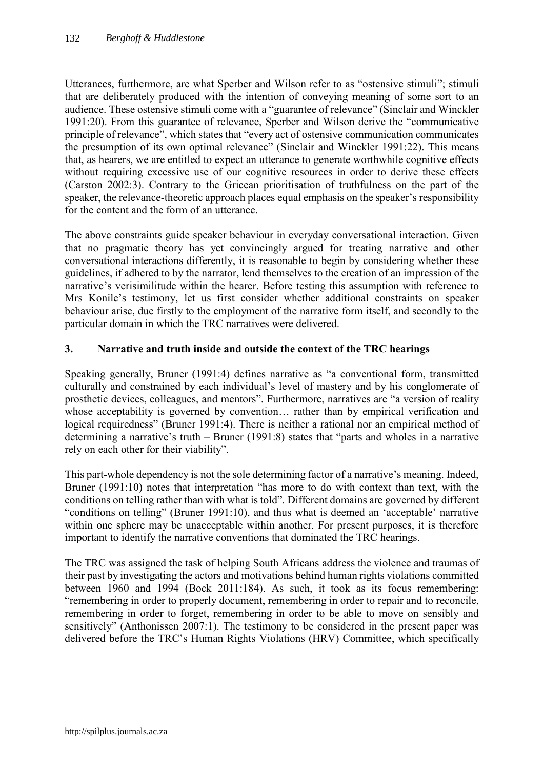Utterances, furthermore, are what Sperber and Wilson refer to as "ostensive stimuli"; stimuli that are deliberately produced with the intention of conveying meaning of some sort to an audience. These ostensive stimuli come with a "guarantee of relevance" (Sinclair and Winckler 1991:20). From this guarantee of relevance, Sperber and Wilson derive the "communicative principle of relevance", which states that "every act of ostensive communication communicates the presumption of its own optimal relevance" (Sinclair and Winckler 1991:22). This means that, as hearers, we are entitled to expect an utterance to generate worthwhile cognitive effects without requiring excessive use of our cognitive resources in order to derive these effects (Carston 2002:3). Contrary to the Gricean prioritisation of truthfulness on the part of the speaker, the relevance-theoretic approach places equal emphasis on the speaker's responsibility for the content and the form of an utterance.

The above constraints guide speaker behaviour in everyday conversational interaction. Given that no pragmatic theory has yet convincingly argued for treating narrative and other conversational interactions differently, it is reasonable to begin by considering whether these guidelines, if adhered to by the narrator, lend themselves to the creation of an impression of the narrative's verisimilitude within the hearer. Before testing this assumption with reference to Mrs Konile's testimony, let us first consider whether additional constraints on speaker behaviour arise, due firstly to the employment of the narrative form itself, and secondly to the particular domain in which the TRC narratives were delivered.

## 3. Narrative and truth inside and outside the context of the TRC hearings

Speaking generally, Bruner (1991:4) defines narrative as "a conventional form, transmitted culturally and constrained by each individual's level of mastery and by his conglomerate of prosthetic devices, colleagues, and mentors". Furthermore, narratives are "a version of reality whose acceptability is governed by convention… rather than by empirical verification and logical requiredness" (Bruner 1991:4). There is neither a rational nor an empirical method of determining a narrative's truth – Bruner (1991:8) states that "parts and wholes in a narrative rely on each other for their viability".

This part-whole dependency is not the sole determining factor of a narrative's meaning. Indeed, Bruner (1991:10) notes that interpretation "has more to do with context than text, with the conditions on telling rather than with what is told". Different domains are governed by different "conditions on telling" (Bruner 1991:10), and thus what is deemed an 'acceptable' narrative within one sphere may be unacceptable within another. For present purposes, it is therefore important to identify the narrative conventions that dominated the TRC hearings.

The TRC was assigned the task of helping South Africans address the violence and traumas of their past by investigating the actors and motivations behind human rights violations committed between 1960 and 1994 (Bock 2011:184). As such, it took as its focus remembering: "remembering in order to properly document, remembering in order to repair and to reconcile, remembering in order to forget, remembering in order to be able to move on sensibly and sensitively" (Anthonissen 2007:1). The testimony to be considered in the present paper was delivered before the TRC's Human Rights Violations (HRV) Committee, which specifically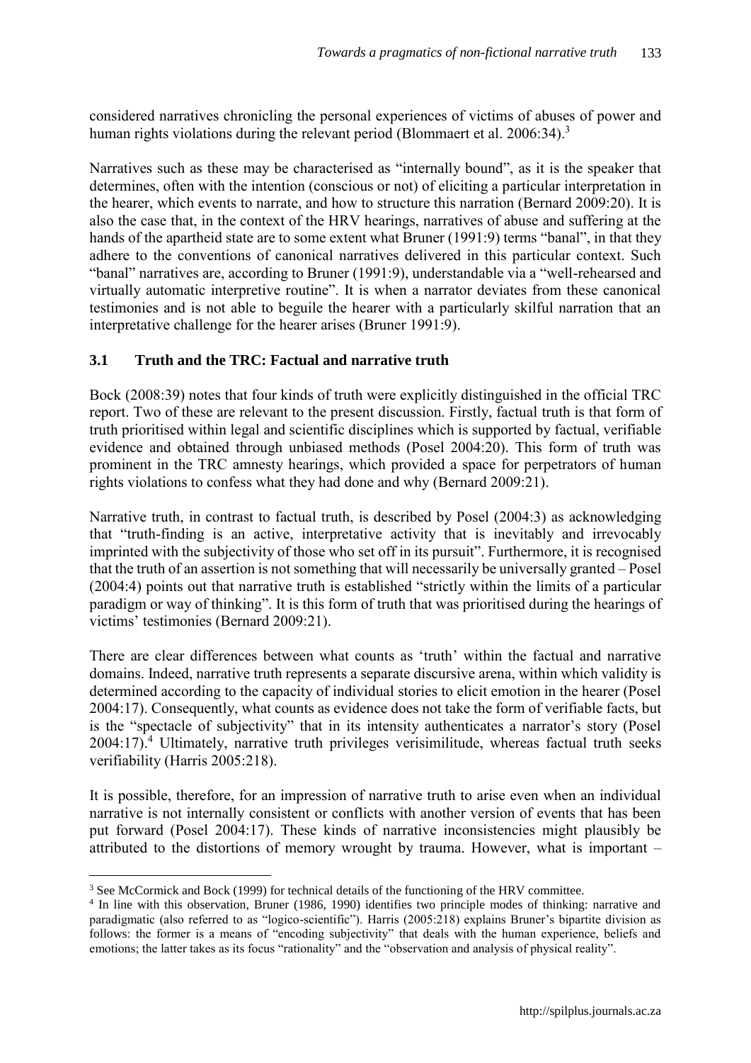considered narratives chronicling the personal experiences of victims of abuses of power and human rights violations during the relevant period (Blommaert et al. 2006:34).[3]

Narratives such as these may be characterised as "internally bound", as it is the speaker that determines, often with the intention (conscious or not) of eliciting a particular interpretation in the hearer, which events to narrate, and how to structure this narration (Bernard 2009:20). It is also the case that, in the context of the HRV hearings, narratives of abuse and suffering at the hands of the apartheid state are to some extent what Bruner (1991:9) terms "banal", in that they adhere to the conventions of canonical narratives delivered in this particular context. Such "banal" narratives are, according to Bruner (1991:9), understandable via a "well-rehearsed and virtually automatic interpretive routine". It is when a narrator deviates from these canonical testimonies and is not able to beguile the hearer with a particularly skilful narration that an interpretative challenge for the hearer arises (Bruner 1991:9).

### 3.1 Truth and the TRC: Factual and narrative truth

Bock (2008:39) notes that four kinds of truth were explicitly distinguished in the official TRC report. Two of these are relevant to the present discussion. Firstly, factual truth is that form of truth prioritised within legal and scientific disciplines which is supported by factual, verifiable evidence and obtained through unbiased methods (Posel 2004:20). This form of truth was prominent in the TRC amnesty hearings, which provided a space for perpetrators of human rights violations to confess what they had done and why (Bernard 2009:21).

Narrative truth, in contrast to factual truth, is described by Posel (2004:3) as acknowledging that "truth-finding is an active, interpretative activity that is inevitably and irrevocably imprinted with the subjectivity of those who set off in its pursuit". Furthermore, it is recognised that the truth of an assertion is not something that will necessarily be universally granted – Posel (2004:4) points out that narrative truth is established "strictly within the limits of a particular paradigm or way of thinking". It is this form of truth that was prioritised during the hearings of victims' testimonies (Bernard 2009:21).

There are clear differences between what counts as 'truth' within the factual and narrative domains. Indeed, narrative truth represents a separate discursive arena, within which validity is determined according to the capacity of individual stories to elicit emotion in the hearer (Posel 2004:17). Consequently, what counts as evidence does not take the form of verifiable facts, but is the "spectacle of subjectivity" that in its intensity authenticates a narrator's story (Posel 2004:17).[4] Ultimately, narrative truth privileges verisimilitude, whereas factual truth seeks verifiability (Harris 2005:218).

It is possible, therefore, for an impression of narrative truth to arise even when an individual narrative is not internally consistent or conflicts with another version of events that has been put forward (Posel 2004:17). These kinds of narrative inconsistencies might plausibly be attributed to the distortions of memory wrought by trauma. However, what is important –

---

[3] See McCormick and Bock (1999) for technical details of the functioning of the HRV committee.

[4] In line with this observation, Bruner (1986, 1990) identifies two principle modes of thinking: narrative and paradigmatic (also referred to as "logico-scientific"). Harris (2005:218) explains Bruner's bipartite division as follows: the former is a means of "encoding subjectivity" that deals with the human experience, beliefs and emotions; the latter takes as its focus "rationality" and the "observation and analysis of physical reality".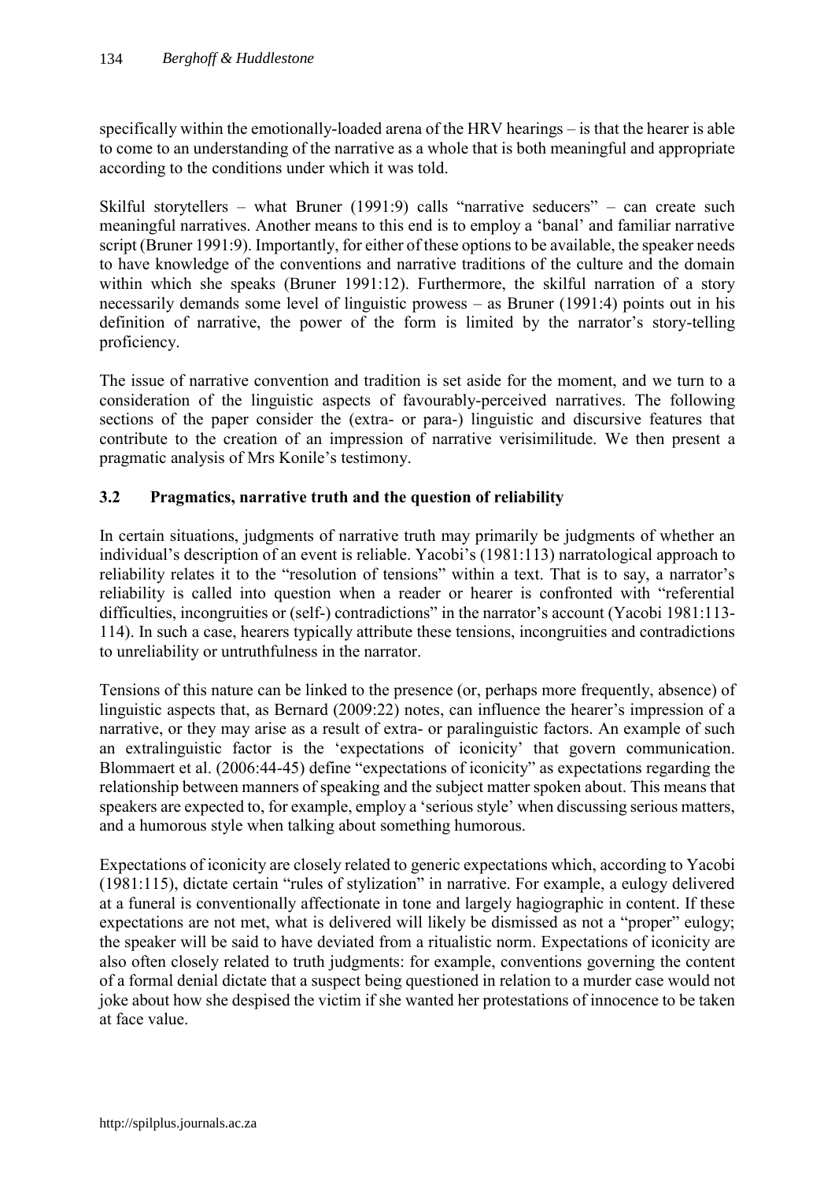specifically within the emotionally-loaded arena of the HRV hearings – is that the hearer is able to come to an understanding of the narrative as a whole that is both meaningful and appropriate according to the conditions under which it was told.

Skilful storytellers – what Bruner (1991:9) calls "narrative seducers" – can create such meaningful narratives. Another means to this end is to employ a 'banal' and familiar narrative script (Bruner 1991:9). Importantly, for either of these options to be available, the speaker needs to have knowledge of the conventions and narrative traditions of the culture and the domain within which she speaks (Bruner 1991:12). Furthermore, the skilful narration of a story necessarily demands some level of linguistic prowess – as Bruner (1991:4) points out in his definition of narrative, the power of the form is limited by the narrator's story-telling proficiency.

The issue of narrative convention and tradition is set aside for the moment, and we turn to a consideration of the linguistic aspects of favourably-perceived narratives. The following sections of the paper consider the (extra- or para-) linguistic and discursive features that contribute to the creation of an impression of narrative verisimilitude. We then present a pragmatic analysis of Mrs Konile's testimony.

### 3.2 Pragmatics, narrative truth and the question of reliability

In certain situations, judgments of narrative truth may primarily be judgments of whether an individual's description of an event is reliable. Yacobi's (1981:113) narratological approach to reliability relates it to the "resolution of tensions" within a text. That is to say, a narrator's reliability is called into question when a reader or hearer is confronted with "referential difficulties, incongruities or (self-) contradictions" in the narrator's account (Yacobi 1981:113-114). In such a case, hearers typically attribute these tensions, incongruities and contradictions to unreliability or untruthfulness in the narrator.

Tensions of this nature can be linked to the presence (or, perhaps more frequently, absence) of linguistic aspects that, as Bernard (2009:22) notes, can influence the hearer's impression of a narrative, or they may arise as a result of extra- or paralinguistic factors. An example of such an extralinguistic factor is the 'expectations of iconicity' that govern communication. Blommaert et al. (2006:44-45) define "expectations of iconicity" as expectations regarding the relationship between manners of speaking and the subject matter spoken about. This means that speakers are expected to, for example, employ a 'serious style' when discussing serious matters, and a humorous style when talking about something humorous.

Expectations of iconicity are closely related to generic expectations which, according to Yacobi (1981:115), dictate certain "rules of stylization" in narrative. For example, a eulogy delivered at a funeral is conventionally affectionate in tone and largely hagiographic in content. If these expectations are not met, what is delivered will likely be dismissed as not a "proper" eulogy; the speaker will be said to have deviated from a ritualistic norm. Expectations of iconicity are also often closely related to truth judgments: for example, conventions governing the content of a formal denial dictate that a suspect being questioned in relation to a murder case would not joke about how she despised the victim if she wanted her protestations of innocence to be taken at face value.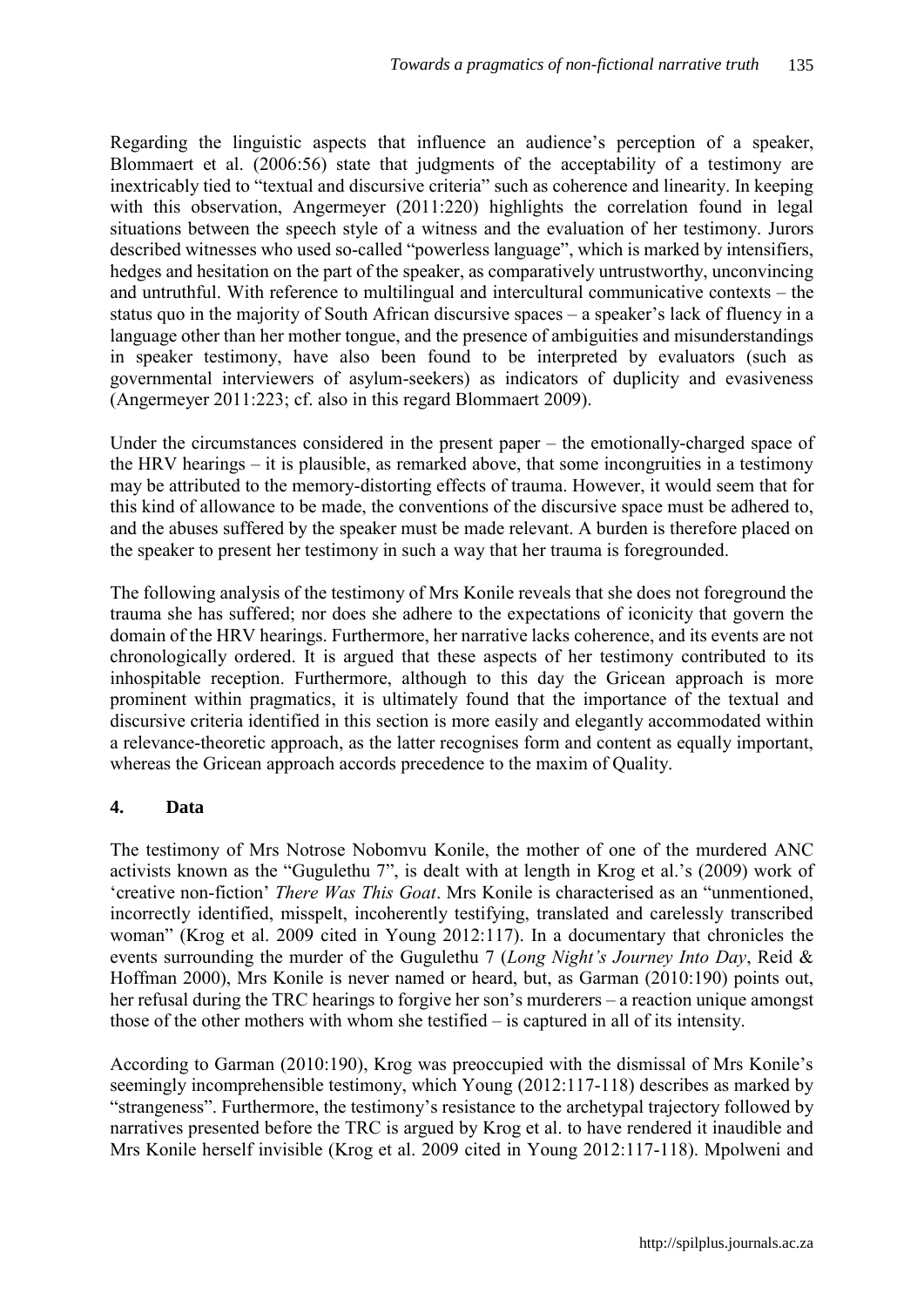Regarding the linguistic aspects that influence an audience's perception of a speaker, Blommaert et al. (2006:56) state that judgments of the acceptability of a testimony are inextricably tied to "textual and discursive criteria" such as coherence and linearity. In keeping with this observation, Angermeyer (2011:220) highlights the correlation found in legal situations between the speech style of a witness and the evaluation of her testimony. Jurors described witnesses who used so-called "powerless language", which is marked by intensifiers, hedges and hesitation on the part of the speaker, as comparatively untrustworthy, unconvincing and untruthful. With reference to multilingual and intercultural communicative contexts – the status quo in the majority of South African discursive spaces – a speaker's lack of fluency in a language other than her mother tongue, and the presence of ambiguities and misunderstandings in speaker testimony, have also been found to be interpreted by evaluators (such as governmental interviewers of asylum-seekers) as indicators of duplicity and evasiveness (Angermeyer 2011:223; cf. also in this regard Blommaert 2009).

Under the circumstances considered in the present paper – the emotionally-charged space of the HRV hearings – it is plausible, as remarked above, that some incongruities in a testimony may be attributed to the memory-distorting effects of trauma. However, it would seem that for this kind of allowance to be made, the conventions of the discursive space must be adhered to, and the abuses suffered by the speaker must be made relevant. A burden is therefore placed on the speaker to present her testimony in such a way that her trauma is foregrounded.

The following analysis of the testimony of Mrs Konile reveals that she does not foreground the trauma she has suffered; nor does she adhere to the expectations of iconicity that govern the domain of the HRV hearings. Furthermore, her narrative lacks coherence, and its events are not chronologically ordered. It is argued that these aspects of her testimony contributed to its inhospitable reception. Furthermore, although to this day the Gricean approach is more prominent within pragmatics, it is ultimately found that the importance of the textual and discursive criteria identified in this section is more easily and elegantly accommodated within a relevance-theoretic approach, as the latter recognises form and content as equally important, whereas the Gricean approach accords precedence to the maxim of Quality.

## 4. Data

The testimony of Mrs Notrose Nobomvu Konile, the mother of one of the murdered ANC activists known as the "Gugulethu 7", is dealt with at length in Krog et al.'s (2009) work of 'creative non-fiction' *There Was This Goat*. Mrs Konile is characterised as an "unmentioned, incorrectly identified, misspelt, incoherently testifying, translated and carelessly transcribed woman" (Krog et al. 2009 cited in Young 2012:117). In a documentary that chronicles the events surrounding the murder of the Gugulethu 7 (*Long Night's Journey Into Day*, Reid & Hoffman 2000), Mrs Konile is never named or heard, but, as Garman (2010:190) points out, her refusal during the TRC hearings to forgive her son's murderers – a reaction unique amongst those of the other mothers with whom she testified – is captured in all of its intensity.

According to Garman (2010:190), Krog was preoccupied with the dismissal of Mrs Konile's seemingly incomprehensible testimony, which Young (2012:117-118) describes as marked by "strangeness". Furthermore, the testimony's resistance to the archetypal trajectory followed by narratives presented before the TRC is argued by Krog et al. to have rendered it inaudible and Mrs Konile herself invisible (Krog et al. 2009 cited in Young 2012:117-118). Mpolweni and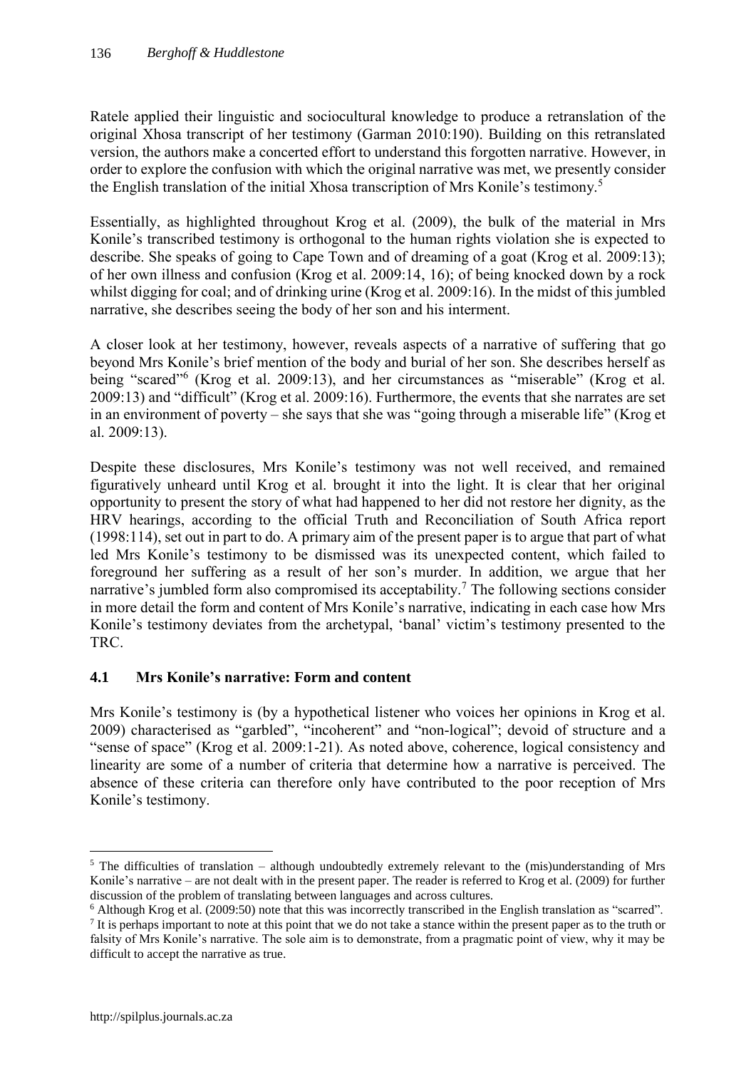Ratele applied their linguistic and sociocultural knowledge to produce a retranslation of the original Xhosa transcript of her testimony (Garman 2010:190). Building on this retranslated version, the authors make a concerted effort to understand this forgotten narrative. However, in order to explore the confusion with which the original narrative was met, we presently consider the English translation of the initial Xhosa transcription of Mrs Konile's testimony.[5]

Essentially, as highlighted throughout Krog et al. (2009), the bulk of the material in Mrs Konile's transcribed testimony is orthogonal to the human rights violation she is expected to describe. She speaks of going to Cape Town and of dreaming of a goat (Krog et al. 2009:13); of her own illness and confusion (Krog et al. 2009:14, 16); of being knocked down by a rock whilst digging for coal; and of drinking urine (Krog et al. 2009:16). In the midst of this jumbled narrative, she describes seeing the body of her son and his interment.

A closer look at her testimony, however, reveals aspects of a narrative of suffering that go beyond Mrs Konile's brief mention of the body and burial of her son. She describes herself as being "scared"[6] (Krog et al. 2009:13), and her circumstances as "miserable" (Krog et al. 2009:13) and "difficult" (Krog et al. 2009:16). Furthermore, the events that she narrates are set in an environment of poverty – she says that she was "going through a miserable life" (Krog et al. 2009:13).

Despite these disclosures, Mrs Konile's testimony was not well received, and remained figuratively unheard until Krog et al. brought it into the light. It is clear that her original opportunity to present the story of what had happened to her did not restore her dignity, as the HRV hearings, according to the official Truth and Reconciliation of South Africa report (1998:114), set out in part to do. A primary aim of the present paper is to argue that part of what led Mrs Konile's testimony to be dismissed was its unexpected content, which failed to foreground her suffering as a result of her son's murder. In addition, we argue that her narrative's jumbled form also compromised its acceptability.[7] The following sections consider in more detail the form and content of Mrs Konile's narrative, indicating in each case how Mrs Konile's testimony deviates from the archetypal, 'banal' victim's testimony presented to the TRC.

### 4.1 Mrs Konile's narrative: Form and content

Mrs Konile's testimony is (by a hypothetical listener who voices her opinions in Krog et al. 2009) characterised as "garbled", "incoherent" and "non-logical"; devoid of structure and a "sense of space" (Krog et al. 2009:1-21). As noted above, coherence, logical consistency and linearity are some of a number of criteria that determine how a narrative is perceived. The absence of these criteria can therefore only have contributed to the poor reception of Mrs Konile's testimony.

---

[5] The difficulties of translation – although undoubtedly extremely relevant to the (mis)understanding of Mrs Konile's narrative – are not dealt with in the present paper. The reader is referred to Krog et al. (2009) for further discussion of the problem of translating between languages and across cultures.

[6] Although Krog et al. (2009:50) note that this was incorrectly transcribed in the English translation as "scarred".

[7] It is perhaps important to note at this point that we do not take a stance within the present paper as to the truth or falsity of Mrs Konile's narrative. The sole aim is to demonstrate, from a pragmatic point of view, why it may be difficult to accept the narrative as true.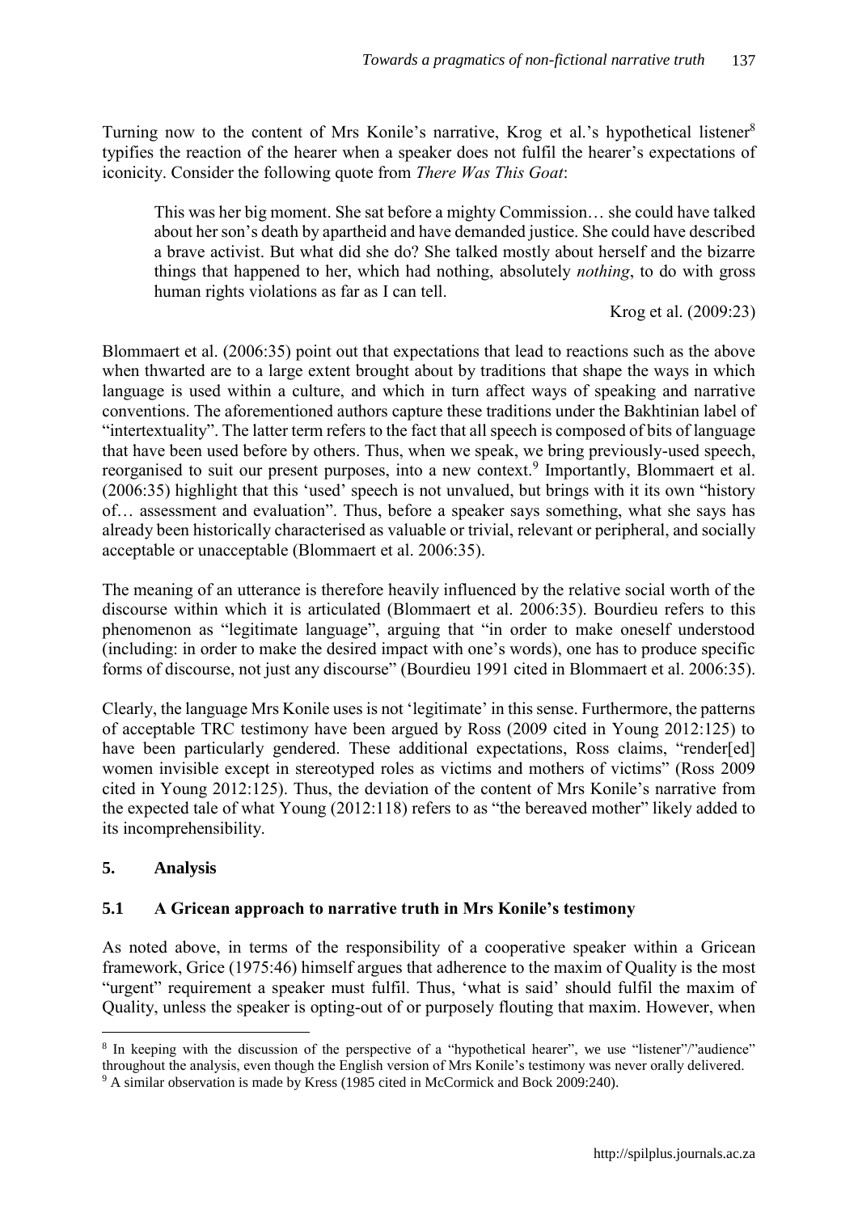Turning now to the content of Mrs Konile's narrative, Krog et al.'s hypothetical listener[8] typifies the reaction of the hearer when a speaker does not fulfil the hearer's expectations of iconicity. Consider the following quote from *There Was This Goat*:

> This was her big moment. She sat before a mighty Commission… she could have talked about her son's death by apartheid and have demanded justice. She could have described a brave activist. But what did she do? She talked mostly about herself and the bizarre things that happened to her, which had nothing, absolutely *nothing*, to do with gross human rights violations as far as I can tell.
>
> Krog et al. (2009:23)

Blommaert et al. (2006:35) point out that expectations that lead to reactions such as the above when thwarted are to a large extent brought about by traditions that shape the ways in which language is used within a culture, and which in turn affect ways of speaking and narrative conventions. The aforementioned authors capture these traditions under the Bakhtinian label of "intertextuality". The latter term refers to the fact that all speech is composed of bits of language that have been used before by others. Thus, when we speak, we bring previously-used speech, reorganised to suit our present purposes, into a new context.[9] Importantly, Blommaert et al. (2006:35) highlight that this 'used' speech is not unvalued, but brings with it its own "history of… assessment and evaluation". Thus, before a speaker says something, what she says has already been historically characterised as valuable or trivial, relevant or peripheral, and socially acceptable or unacceptable (Blommaert et al. 2006:35).

The meaning of an utterance is therefore heavily influenced by the relative social worth of the discourse within which it is articulated (Blommaert et al. 2006:35). Bourdieu refers to this phenomenon as "legitimate language", arguing that "in order to make oneself understood (including: in order to make the desired impact with one's words), one has to produce specific forms of discourse, not just any discourse" (Bourdieu 1991 cited in Blommaert et al. 2006:35).

Clearly, the language Mrs Konile uses is not 'legitimate' in this sense. Furthermore, the patterns of acceptable TRC testimony have been argued by Ross (2009 cited in Young 2012:125) to have been particularly gendered. These additional expectations, Ross claims, "render[ed] women invisible except in stereotyped roles as victims and mothers of victims" (Ross 2009 cited in Young 2012:125). Thus, the deviation of the content of Mrs Konile's narrative from the expected tale of what Young (2012:118) refers to as "the bereaved mother" likely added to its incomprehensibility.

## 5. Analysis

### 5.1 A Gricean approach to narrative truth in Mrs Konile's testimony

As noted above, in terms of the responsibility of a cooperative speaker within a Gricean framework, Grice (1975:46) himself argues that adherence to the maxim of Quality is the most "urgent" requirement a speaker must fulfil. Thus, 'what is said' should fulfil the maxim of Quality, unless the speaker is opting-out of or purposely flouting that maxim. However, when

---

[8] In keeping with the discussion of the perspective of a "hypothetical hearer", we use "listener"/"audience" throughout the analysis, even though the English version of Mrs Konile's testimony was never orally delivered.

[9] A similar observation is made by Kress (1985 cited in McCormick and Bock 2009:240).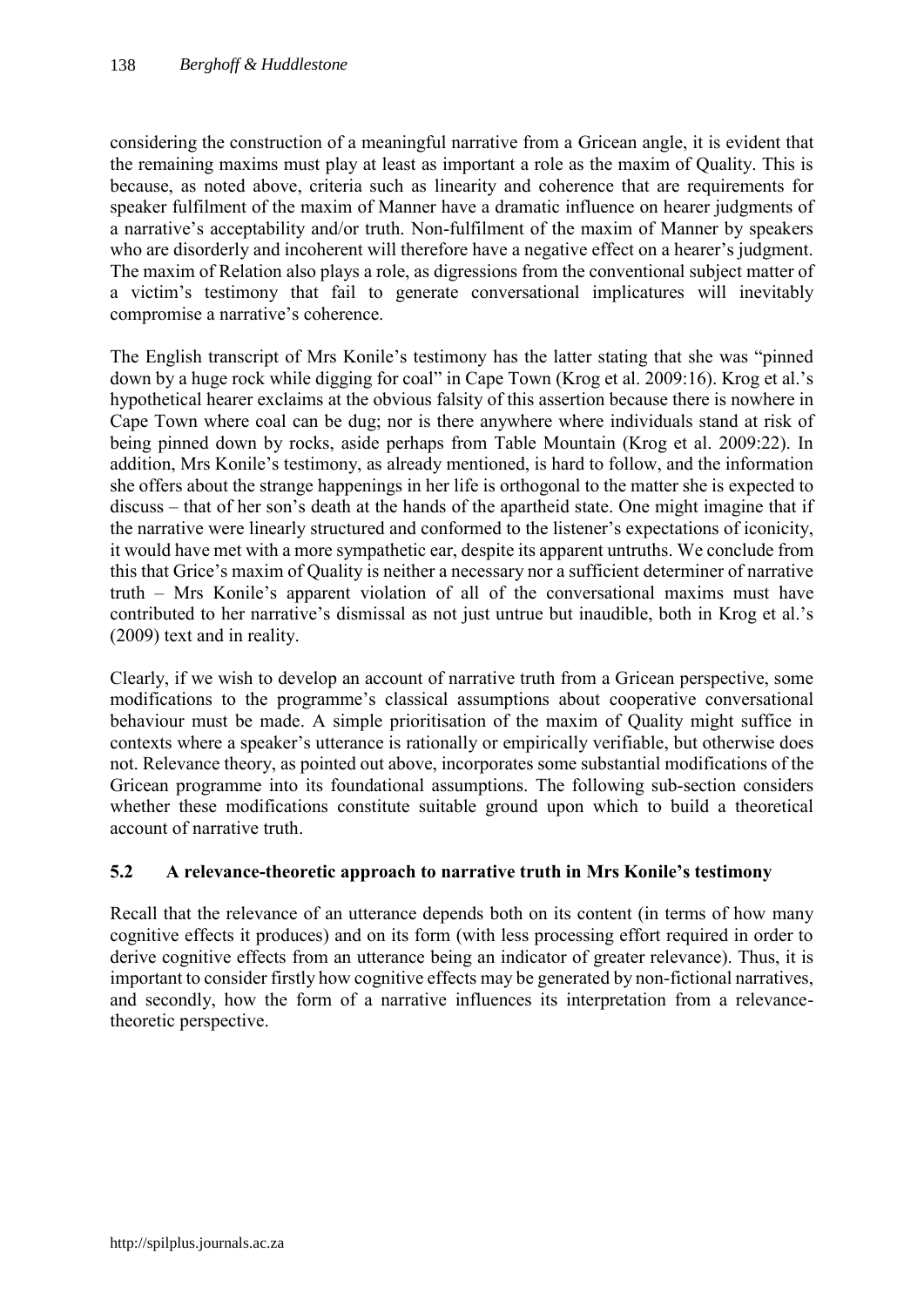considering the construction of a meaningful narrative from a Gricean angle, it is evident that the remaining maxims must play at least as important a role as the maxim of Quality. This is because, as noted above, criteria such as linearity and coherence that are requirements for speaker fulfilment of the maxim of Manner have a dramatic influence on hearer judgments of a narrative's acceptability and/or truth. Non-fulfilment of the maxim of Manner by speakers who are disorderly and incoherent will therefore have a negative effect on a hearer's judgment. The maxim of Relation also plays a role, as digressions from the conventional subject matter of a victim's testimony that fail to generate conversational implicatures will inevitably compromise a narrative's coherence.

The English transcript of Mrs Konile's testimony has the latter stating that she was "pinned down by a huge rock while digging for coal" in Cape Town (Krog et al. 2009:16). Krog et al.'s hypothetical hearer exclaims at the obvious falsity of this assertion because there is nowhere in Cape Town where coal can be dug; nor is there anywhere where individuals stand at risk of being pinned down by rocks, aside perhaps from Table Mountain (Krog et al. 2009:22). In addition, Mrs Konile's testimony, as already mentioned, is hard to follow, and the information she offers about the strange happenings in her life is orthogonal to the matter she is expected to discuss – that of her son's death at the hands of the apartheid state. One might imagine that if the narrative were linearly structured and conformed to the listener's expectations of iconicity, it would have met with a more sympathetic ear, despite its apparent untruths. We conclude from this that Grice's maxim of Quality is neither a necessary nor a sufficient determiner of narrative truth – Mrs Konile's apparent violation of all of the conversational maxims must have contributed to her narrative's dismissal as not just untrue but inaudible, both in Krog et al.'s (2009) text and in reality.

Clearly, if we wish to develop an account of narrative truth from a Gricean perspective, some modifications to the programme's classical assumptions about cooperative conversational behaviour must be made. A simple prioritisation of the maxim of Quality might suffice in contexts where a speaker's utterance is rationally or empirically verifiable, but otherwise does not. Relevance theory, as pointed out above, incorporates some substantial modifications of the Gricean programme into its foundational assumptions. The following sub-section considers whether these modifications constitute suitable ground upon which to build a theoretical account of narrative truth.

### 5.2 A relevance-theoretic approach to narrative truth in Mrs Konile's testimony

Recall that the relevance of an utterance depends both on its content (in terms of how many cognitive effects it produces) and on its form (with less processing effort required in order to derive cognitive effects from an utterance being an indicator of greater relevance). Thus, it is important to consider firstly how cognitive effects may be generated by non-fictional narratives, and secondly, how the form of a narrative influences its interpretation from a relevance-theoretic perspective.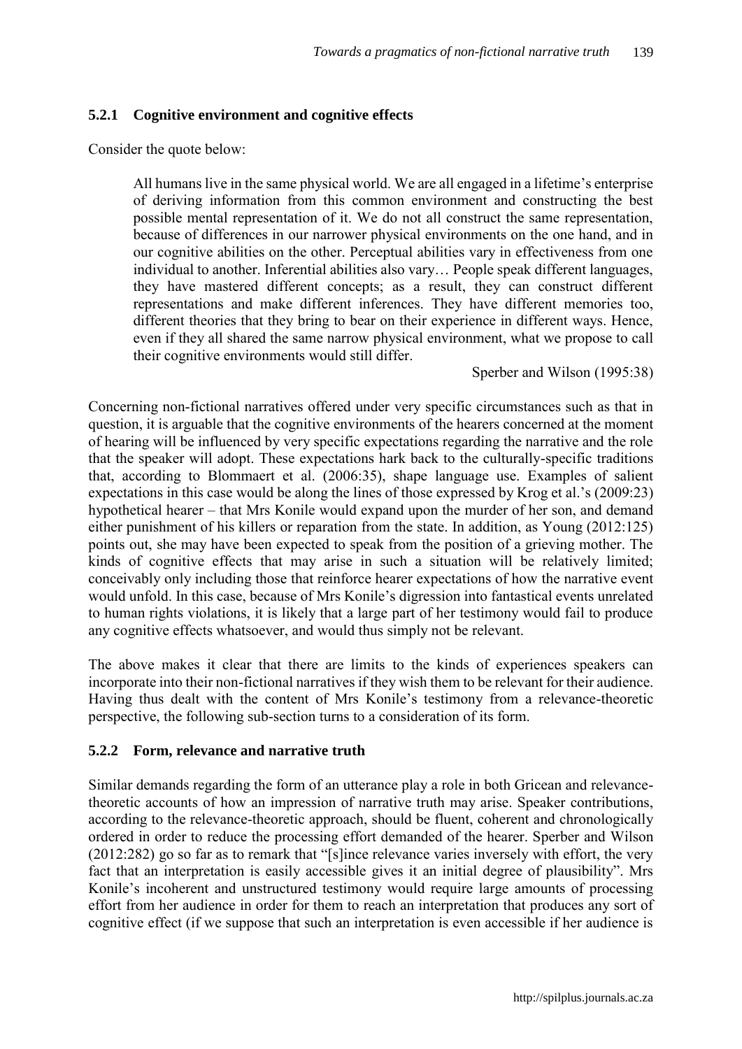### 5.2.1 Cognitive environment and cognitive effects

Consider the quote below:

> All humans live in the same physical world. We are all engaged in a lifetime's enterprise of deriving information from this common environment and constructing the best possible mental representation of it. We do not all construct the same representation, because of differences in our narrower physical environments on the one hand, and in our cognitive abilities on the other. Perceptual abilities vary in effectiveness from one individual to another. Inferential abilities also vary… People speak different languages, they have mastered different concepts; as a result, they can construct different representations and make different inferences. They have different memories too, different theories that they bring to bear on their experience in different ways. Hence, even if they all shared the same narrow physical environment, what we propose to call their cognitive environments would still differ.
>
> Sperber and Wilson (1995:38)

Concerning non-fictional narratives offered under very specific circumstances such as that in question, it is arguable that the cognitive environments of the hearers concerned at the moment of hearing will be influenced by very specific expectations regarding the narrative and the role that the speaker will adopt. These expectations hark back to the culturally-specific traditions that, according to Blommaert et al. (2006:35), shape language use. Examples of salient expectations in this case would be along the lines of those expressed by Krog et al.'s (2009:23) hypothetical hearer – that Mrs Konile would expand upon the murder of her son, and demand either punishment of his killers or reparation from the state. In addition, as Young (2012:125) points out, she may have been expected to speak from the position of a grieving mother. The kinds of cognitive effects that may arise in such a situation will be relatively limited; conceivably only including those that reinforce hearer expectations of how the narrative event would unfold. In this case, because of Mrs Konile's digression into fantastical events unrelated to human rights violations, it is likely that a large part of her testimony would fail to produce any cognitive effects whatsoever, and would thus simply not be relevant.

The above makes it clear that there are limits to the kinds of experiences speakers can incorporate into their non-fictional narratives if they wish them to be relevant for their audience. Having thus dealt with the content of Mrs Konile's testimony from a relevance-theoretic perspective, the following sub-section turns to a consideration of its form.

### 5.2.2 Form, relevance and narrative truth

Similar demands regarding the form of an utterance play a role in both Gricean and relevance-theoretic accounts of how an impression of narrative truth may arise. Speaker contributions, according to the relevance-theoretic approach, should be fluent, coherent and chronologically ordered in order to reduce the processing effort demanded of the hearer. Sperber and Wilson (2012:282) go so far as to remark that "[s]ince relevance varies inversely with effort, the very fact that an interpretation is easily accessible gives it an initial degree of plausibility". Mrs Konile's incoherent and unstructured testimony would require large amounts of processing effort from her audience in order for them to reach an interpretation that produces any sort of cognitive effect (if we suppose that such an interpretation is even accessible if her audience is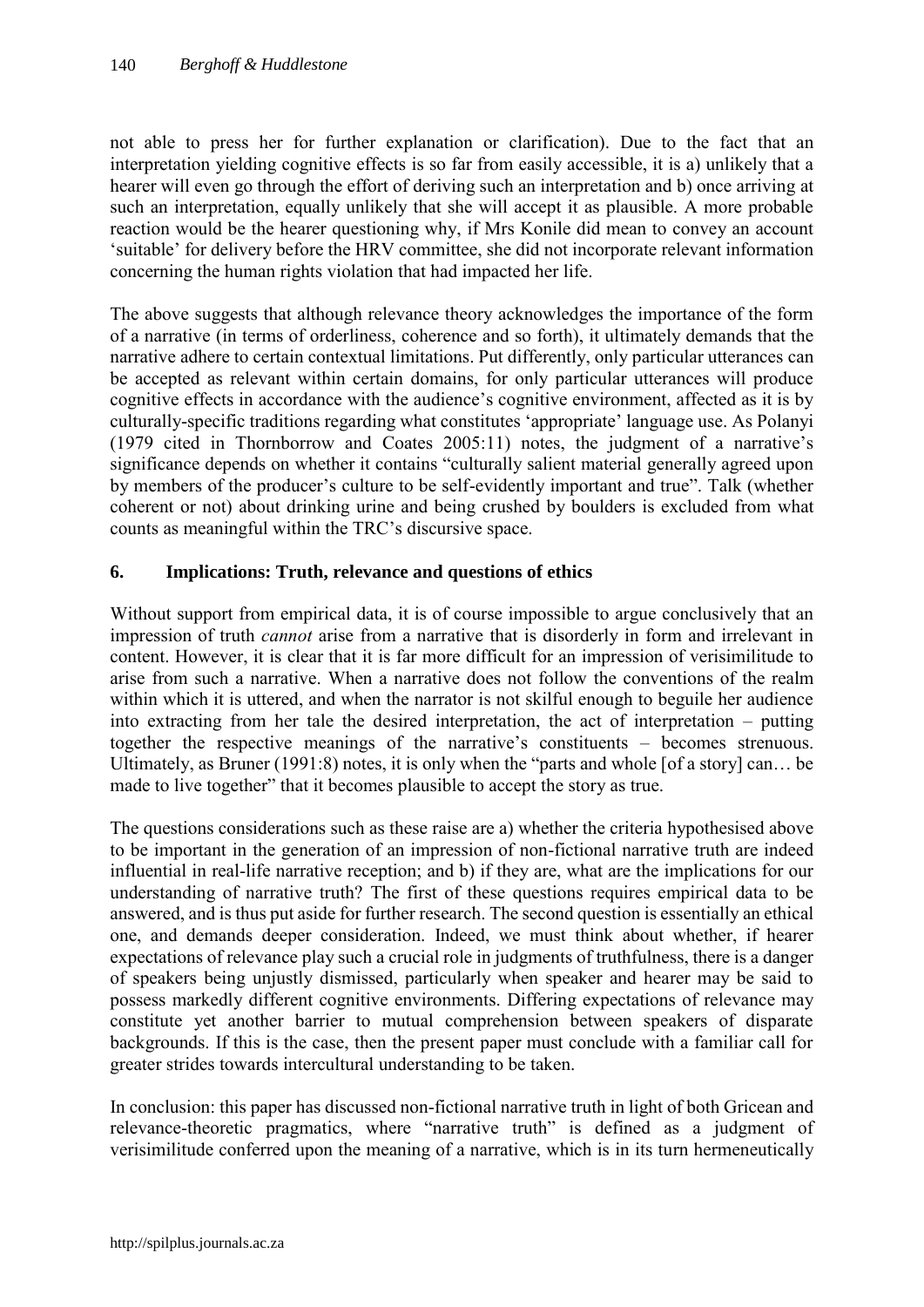not able to press her for further explanation or clarification). Due to the fact that an interpretation yielding cognitive effects is so far from easily accessible, it is a) unlikely that a hearer will even go through the effort of deriving such an interpretation and b) once arriving at such an interpretation, equally unlikely that she will accept it as plausible. A more probable reaction would be the hearer questioning why, if Mrs Konile did mean to convey an account 'suitable' for delivery before the HRV committee, she did not incorporate relevant information concerning the human rights violation that had impacted her life.

The above suggests that although relevance theory acknowledges the importance of the form of a narrative (in terms of orderliness, coherence and so forth), it ultimately demands that the narrative adhere to certain contextual limitations. Put differently, only particular utterances can be accepted as relevant within certain domains, for only particular utterances will produce cognitive effects in accordance with the audience's cognitive environment, affected as it is by culturally-specific traditions regarding what constitutes 'appropriate' language use. As Polanyi (1979 cited in Thornborrow and Coates 2005:11) notes, the judgment of a narrative's significance depends on whether it contains "culturally salient material generally agreed upon by members of the producer's culture to be self-evidently important and true". Talk (whether coherent or not) about drinking urine and being crushed by boulders is excluded from what counts as meaningful within the TRC's discursive space.

## 6. Implications: Truth, relevance and questions of ethics

Without support from empirical data, it is of course impossible to argue conclusively that an impression of truth *cannot* arise from a narrative that is disorderly in form and irrelevant in content. However, it is clear that it is far more difficult for an impression of verisimilitude to arise from such a narrative. When a narrative does not follow the conventions of the realm within which it is uttered, and when the narrator is not skilful enough to beguile her audience into extracting from her tale the desired interpretation, the act of interpretation – putting together the respective meanings of the narrative's constituents – becomes strenuous. Ultimately, as Bruner (1991:8) notes, it is only when the "parts and whole [of a story] can… be made to live together" that it becomes plausible to accept the story as true.

The questions considerations such as these raise are a) whether the criteria hypothesised above to be important in the generation of an impression of non-fictional narrative truth are indeed influential in real-life narrative reception; and b) if they are, what are the implications for our understanding of narrative truth? The first of these questions requires empirical data to be answered, and is thus put aside for further research. The second question is essentially an ethical one, and demands deeper consideration. Indeed, we must think about whether, if hearer expectations of relevance play such a crucial role in judgments of truthfulness, there is a danger of speakers being unjustly dismissed, particularly when speaker and hearer may be said to possess markedly different cognitive environments. Differing expectations of relevance may constitute yet another barrier to mutual comprehension between speakers of disparate backgrounds. If this is the case, then the present paper must conclude with a familiar call for greater strides towards intercultural understanding to be taken.

In conclusion: this paper has discussed non-fictional narrative truth in light of both Gricean and relevance-theoretic pragmatics, where "narrative truth" is defined as a judgment of verisimilitude conferred upon the meaning of a narrative, which is in its turn hermeneutically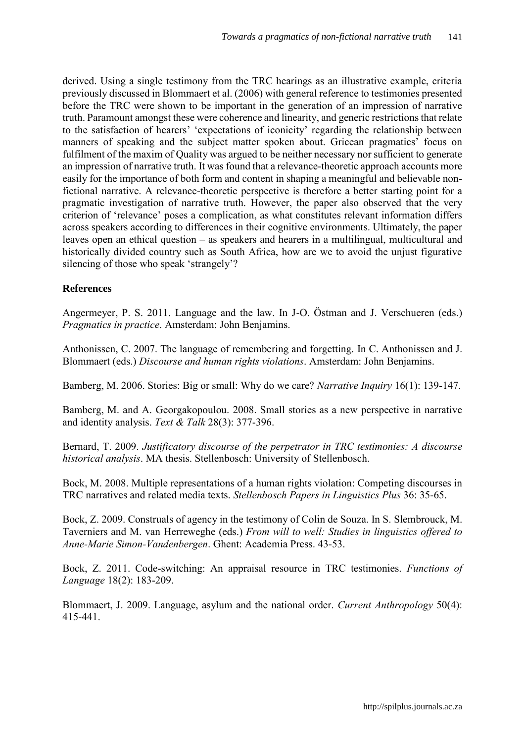derived. Using a single testimony from the TRC hearings as an illustrative example, criteria previously discussed in Blommaert et al. (2006) with general reference to testimonies presented before the TRC were shown to be important in the generation of an impression of narrative truth. Paramount amongst these were coherence and linearity, and generic restrictions that relate to the satisfaction of hearers' 'expectations of iconicity' regarding the relationship between manners of speaking and the subject matter spoken about. Gricean pragmatics' focus on fulfilment of the maxim of Quality was argued to be neither necessary nor sufficient to generate an impression of narrative truth. It was found that a relevance-theoretic approach accounts more easily for the importance of both form and content in shaping a meaningful and believable non-fictional narrative. A relevance-theoretic perspective is therefore a better starting point for a pragmatic investigation of narrative truth. However, the paper also observed that the very criterion of 'relevance' poses a complication, as what constitutes relevant information differs across speakers according to differences in their cognitive environments. Ultimately, the paper leaves open an ethical question – as speakers and hearers in a multilingual, multicultural and historically divided country such as South Africa, how are we to avoid the unjust figurative silencing of those who speak 'strangely'?

## References

Angermeyer, P. S. 2011. Language and the law. In J-O. Östman and J. Verschueren (eds.) *Pragmatics in practice*. Amsterdam: John Benjamins.

Anthonissen, C. 2007. The language of remembering and forgetting. In C. Anthonissen and J. Blommaert (eds.) *Discourse and human rights violations*. Amsterdam: John Benjamins.

Bamberg, M. 2006. Stories: Big or small: Why do we care? *Narrative Inquiry* 16(1): 139-147.

Bamberg, M. and A. Georgakopoulou. 2008. Small stories as a new perspective in narrative and identity analysis. *Text & Talk* 28(3): 377-396.

Bernard, T. 2009. *Justificatory discourse of the perpetrator in TRC testimonies: A discourse historical analysis*. MA thesis. Stellenbosch: University of Stellenbosch.

Bock, M. 2008. Multiple representations of a human rights violation: Competing discourses in TRC narratives and related media texts. *Stellenbosch Papers in Linguistics Plus* 36: 35-65.

Bock, Z. 2009. Construals of agency in the testimony of Colin de Souza. In S. Slembrouck, M. Taverniers and M. van Herreweghe (eds.) *From will to well: Studies in linguistics offered to Anne-Marie Simon-Vandenbergen*. Ghent: Academia Press. 43-53.

Bock, Z. 2011. Code-switching: An appraisal resource in TRC testimonies. *Functions of Language* 18(2): 183-209.

Blommaert, J. 2009. Language, asylum and the national order. *Current Anthropology* 50(4): 415-441.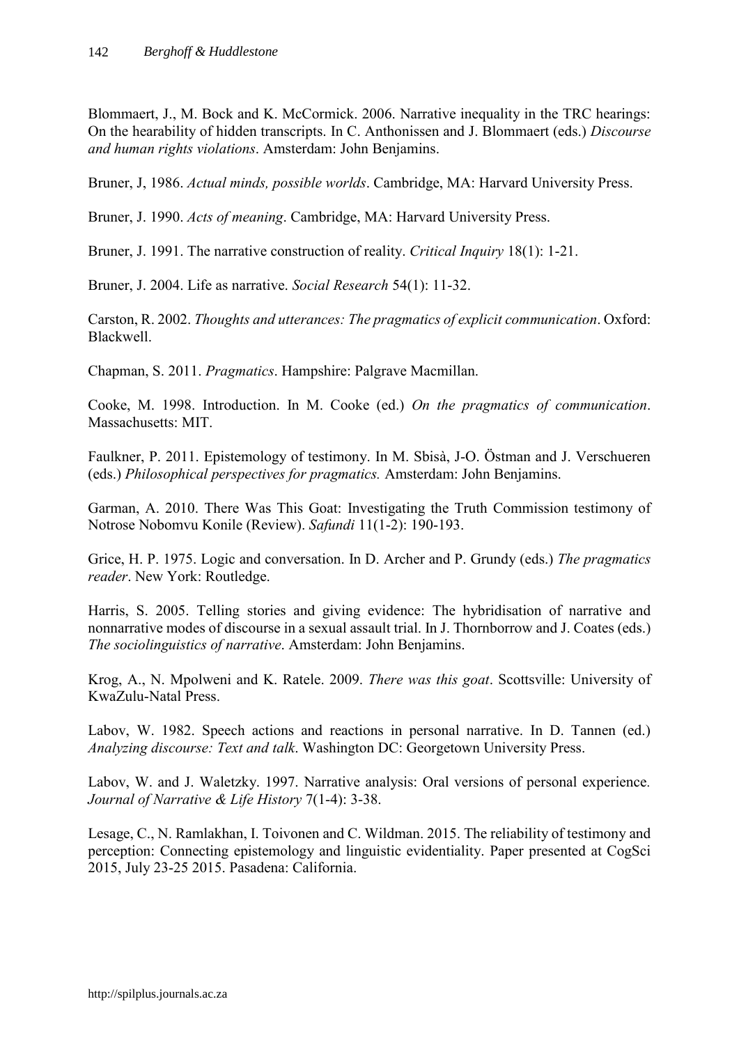Blommaert, J., M. Bock and K. McCormick. 2006. Narrative inequality in the TRC hearings: On the hearability of hidden transcripts. In C. Anthonissen and J. Blommaert (eds.) *Discourse and human rights violations*. Amsterdam: John Benjamins.

Bruner, J, 1986. *Actual minds, possible worlds*. Cambridge, MA: Harvard University Press.

Bruner, J. 1990. *Acts of meaning*. Cambridge, MA: Harvard University Press.

Bruner, J. 1991. The narrative construction of reality. *Critical Inquiry* 18(1): 1-21.

Bruner, J. 2004. Life as narrative. *Social Research* 54(1): 11-32.

Carston, R. 2002. *Thoughts and utterances: The pragmatics of explicit communication*. Oxford: Blackwell.

Chapman, S. 2011. *Pragmatics*. Hampshire: Palgrave Macmillan.

Cooke, M. 1998. Introduction. In M. Cooke (ed.) *On the pragmatics of communication*. Massachusetts: MIT.

Faulkner, P. 2011. Epistemology of testimony. In M. Sbisà, J-O. Östman and J. Verschueren (eds.) *Philosophical perspectives for pragmatics.* Amsterdam: John Benjamins.

Garman, A. 2010. There Was This Goat: Investigating the Truth Commission testimony of Notrose Nobomvu Konile (Review). *Safundi* 11(1-2): 190-193.

Grice, H. P. 1975. Logic and conversation. In D. Archer and P. Grundy (eds.) *The pragmatics reader*. New York: Routledge.

Harris, S. 2005. Telling stories and giving evidence: The hybridisation of narrative and nonnarrative modes of discourse in a sexual assault trial. In J. Thornborrow and J. Coates (eds.) *The sociolinguistics of narrative*. Amsterdam: John Benjamins.

Krog, A., N. Mpolweni and K. Ratele. 2009. *There was this goat*. Scottsville: University of KwaZulu-Natal Press.

Labov, W. 1982. Speech actions and reactions in personal narrative. In D. Tannen (ed.) *Analyzing discourse: Text and talk*. Washington DC: Georgetown University Press.

Labov, W. and J. Waletzky. 1997. Narrative analysis: Oral versions of personal experience. *Journal of Narrative & Life History* 7(1-4): 3-38.

Lesage, C., N. Ramlakhan, I. Toivonen and C. Wildman. 2015. The reliability of testimony and perception: Connecting epistemology and linguistic evidentiality. Paper presented at CogSci 2015, July 23-25 2015. Pasadena: California.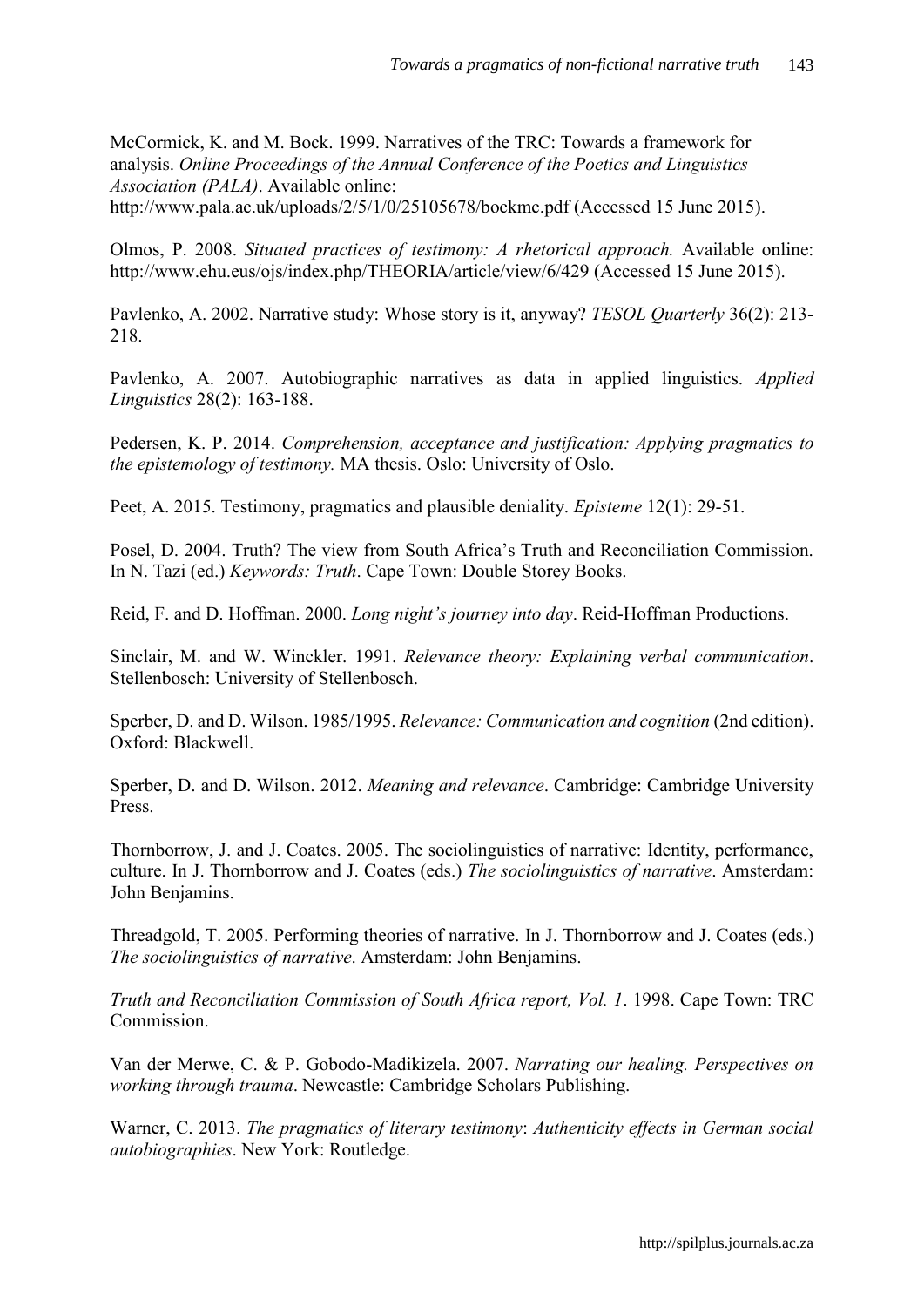McCormick, K. and M. Bock. 1999. Narratives of the TRC: Towards a framework for analysis. *Online Proceedings of the Annual Conference of the Poetics and Linguistics Association (PALA)*. Available online: http://www.pala.ac.uk/uploads/2/5/1/0/25105678/bockmc.pdf (Accessed 15 June 2015).

Olmos, P. 2008. *Situated practices of testimony: A rhetorical approach.* Available online: http://www.ehu.eus/ojs/index.php/THEORIA/article/view/6/429 (Accessed 15 June 2015).

Pavlenko, A. 2002. Narrative study: Whose story is it, anyway? *TESOL Quarterly* 36(2): 213-218.

Pavlenko, A. 2007. Autobiographic narratives as data in applied linguistics. *Applied Linguistics* 28(2): 163-188.

Pedersen, K. P. 2014. *Comprehension, acceptance and justification: Applying pragmatics to the epistemology of testimony.* MA thesis. Oslo: University of Oslo.

Peet, A. 2015. Testimony, pragmatics and plausible deniality. *Episteme* 12(1): 29-51.

Posel, D. 2004. Truth? The view from South Africa's Truth and Reconciliation Commission. In N. Tazi (ed.) *Keywords: Truth*. Cape Town: Double Storey Books.

Reid, F. and D. Hoffman. 2000. *Long night's journey into day*. Reid-Hoffman Productions.

Sinclair, M. and W. Winckler. 1991. *Relevance theory: Explaining verbal communication*. Stellenbosch: University of Stellenbosch.

Sperber, D. and D. Wilson. 1985/1995. *Relevance: Communication and cognition* (2nd edition). Oxford: Blackwell.

Sperber, D. and D. Wilson. 2012. *Meaning and relevance*. Cambridge: Cambridge University Press.

Thornborrow, J. and J. Coates. 2005. The sociolinguistics of narrative: Identity, performance, culture. In J. Thornborrow and J. Coates (eds.) *The sociolinguistics of narrative*. Amsterdam: John Benjamins.

Threadgold, T. 2005. Performing theories of narrative. In J. Thornborrow and J. Coates (eds.) *The sociolinguistics of narrative*. Amsterdam: John Benjamins.

*Truth and Reconciliation Commission of South Africa report, Vol. 1*. 1998. Cape Town: TRC Commission.

Van der Merwe, C. & P. Gobodo-Madikizela. 2007. *Narrating our healing. Perspectives on working through trauma*. Newcastle: Cambridge Scholars Publishing.

Warner, C. 2013. *The pragmatics of literary testimony*: *Authenticity effects in German social autobiographies*. New York: Routledge.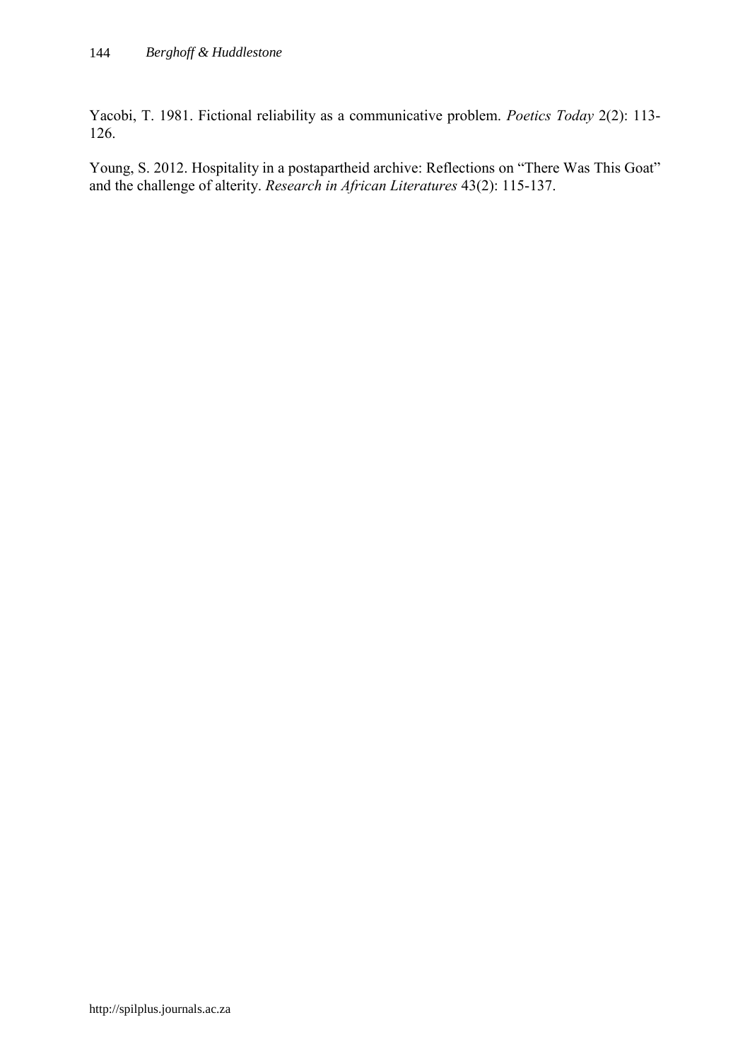Yacobi, T. 1981. Fictional reliability as a communicative problem. *Poetics Today* 2(2): 113-126.

Young, S. 2012. Hospitality in a postapartheid archive: Reflections on "There Was This Goat" and the challenge of alterity. *Research in African Literatures* 43(2): 115-137.